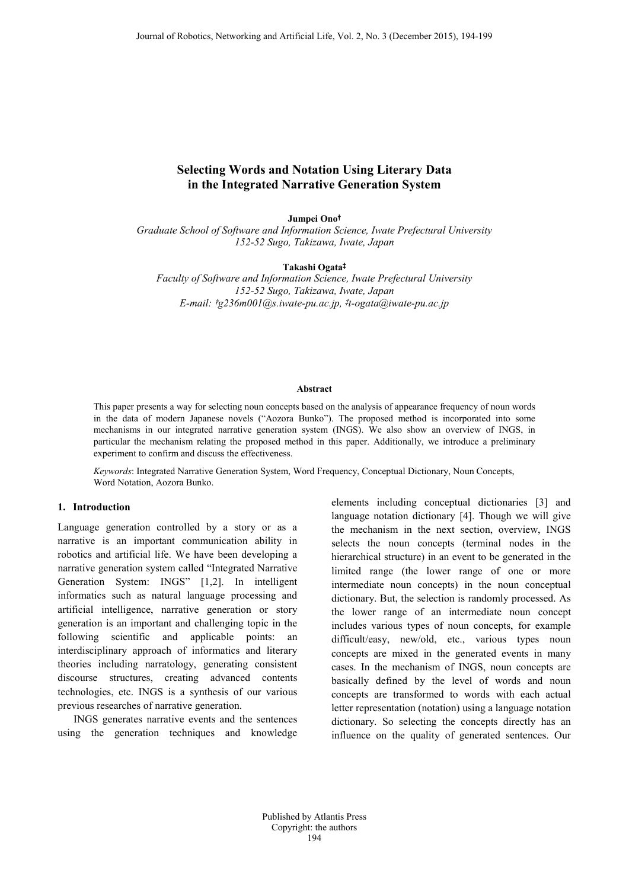# Selecting Words and Notation Using Literary Data in the Integrated Narrative Generation System

**Jumpei Ono†**

*Graduate School of Software and Information Science, Iwate Prefectural University*
*152-52 Sugo, Takizawa, Iwate, Japan*

**Takashi Ogata‡**

*Faculty of Software and Information Science, Iwate Prefectural University*
*152-52 Sugo, Takizawa, Iwate, Japan*
*E-mail: †g236m001@s.iwate-pu.ac.jp, ‡t-ogata@iwate-pu.ac.jp*

**Abstract**

This paper presents a way for selecting noun concepts based on the analysis of appearance frequency of noun words in the data of modern Japanese novels ("Aozora Bunko"). The proposed method is incorporated into some mechanisms in our integrated narrative generation system (INGS). We also show an overview of INGS, in particular the mechanism relating the proposed method in this paper. Additionally, we introduce a preliminary experiment to confirm and discuss the effectiveness.

*Keywords*: Integrated Narrative Generation System, Word Frequency, Conceptual Dictionary, Noun Concepts, Word Notation, Aozora Bunko.

## 1. Introduction

Language generation controlled by a story or as a narrative is an important communication ability in robotics and artificial life. We have been developing a narrative generation system called "Integrated Narrative Generation System: INGS" [1,2]. In intelligent informatics such as natural language processing and artificial intelligence, narrative generation or story generation is an important and challenging topic in the following scientific and applicable points: an interdisciplinary approach of informatics and literary theories including narratology, generating consistent discourse structures, creating advanced contents technologies, etc. INGS is a synthesis of our various previous researches of narrative generation.

INGS generates narrative events and the sentences using the generation techniques and knowledge elements including conceptual dictionaries [3] and language notation dictionary [4]. Though we will give the mechanism in the next section, overview, INGS selects the noun concepts (terminal nodes in the hierarchical structure) in an event to be generated in the limited range (the lower range of one or more intermediate noun concepts) in the noun conceptual dictionary. But, the selection is randomly processed. As the lower range of an intermediate noun concept includes various types of noun concepts, for example difficult/easy, new/old, etc., various types noun concepts are mixed in the generated events in many cases. In the mechanism of INGS, noun concepts are basically defined by the level of words and noun concepts are transformed to words with each actual letter representation (notation) using a language notation dictionary. So selecting the concepts directly has an influence on the quality of generated sentences. Our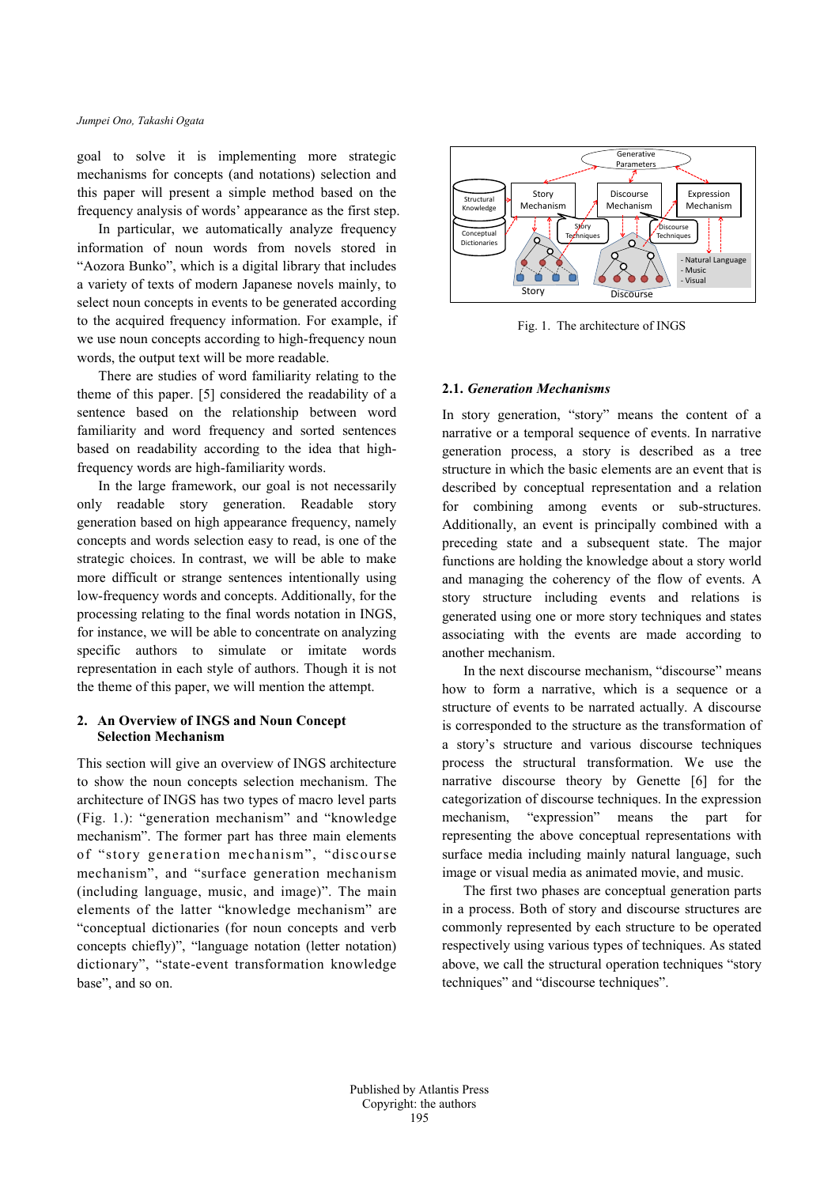goal to solve it is implementing more strategic mechanisms for concepts (and notations) selection and this paper will present a simple method based on the frequency analysis of words' appearance as the first step.

In particular, we automatically analyze frequency information of noun words from novels stored in "Aozora Bunko", which is a digital library that includes a variety of texts of modern Japanese novels mainly, to select noun concepts in events to be generated according to the acquired frequency information. For example, if we use noun concepts according to high-frequency noun words, the output text will be more readable.

There are studies of word familiarity relating to the theme of this paper. [5] considered the readability of a sentence based on the relationship between word familiarity and word frequency and sorted sentences based on readability according to the idea that high-frequency words are high-familiarity words.

In the large framework, our goal is not necessarily only readable story generation. Readable story generation based on high appearance frequency, namely concepts and words selection easy to read, is one of the strategic choices. In contrast, we will be able to make more difficult or strange sentences intentionally using low-frequency words and concepts. Additionally, for the processing relating to the final words notation in INGS, for instance, we will be able to concentrate on analyzing specific authors to simulate or imitate words representation in each style of authors. Though it is not the theme of this paper, we will mention the attempt.

## 2. An Overview of INGS and Noun Concept Selection Mechanism

This section will give an overview of INGS architecture to show the noun concepts selection mechanism. The architecture of INGS has two types of macro level parts (Fig. 1.): "generation mechanism" and "knowledge mechanism". The former part has three main elements of "story generation mechanism", "discourse mechanism", and "surface generation mechanism (including language, music, and image)". The main elements of the latter "knowledge mechanism" are "conceptual dictionaries (for noun concepts and verb concepts chiefly)", "language notation (letter notation) dictionary", "state-event transformation knowledge base", and so on.

Generative Parameters
Structural Knowledge
Conceptual Dictionaries
Story Mechanism
Discourse Mechanism
Expression Mechanism
Story Techniques
Discourse Techniques
- Natural Language
- Music
- Visual
Story
Discourse

Fig. 1. The architecture of INGS

### 2.1. *Generation Mechanisms*

In story generation, "story" means the content of a narrative or a temporal sequence of events. In narrative generation process, a story is described as a tree structure in which the basic elements are an event that is described by conceptual representation and a relation for combining among events or sub-structures. Additionally, an event is principally combined with a preceding state and a subsequent state. The major functions are holding the knowledge about a story world and managing the coherency of the flow of events. A story structure including events and relations is generated using one or more story techniques and states associating with the events are made according to another mechanism.

In the next discourse mechanism, "discourse" means how to form a narrative, which is a sequence or a structure of events to be narrated actually. A discourse is corresponded to the structure as the transformation of a story's structure and various discourse techniques process the structural transformation. We use the narrative discourse theory by Genette [6] for the categorization of discourse techniques. In the expression mechanism, "expression" means the part for representing the above conceptual representations with surface media including mainly natural language, such image or visual media as animated movie, and music.

The first two phases are conceptual generation parts in a process. Both of story and discourse structures are commonly represented by each structure to be operated respectively using various types of techniques. As stated above, we call the structural operation techniques "story techniques" and "discourse techniques".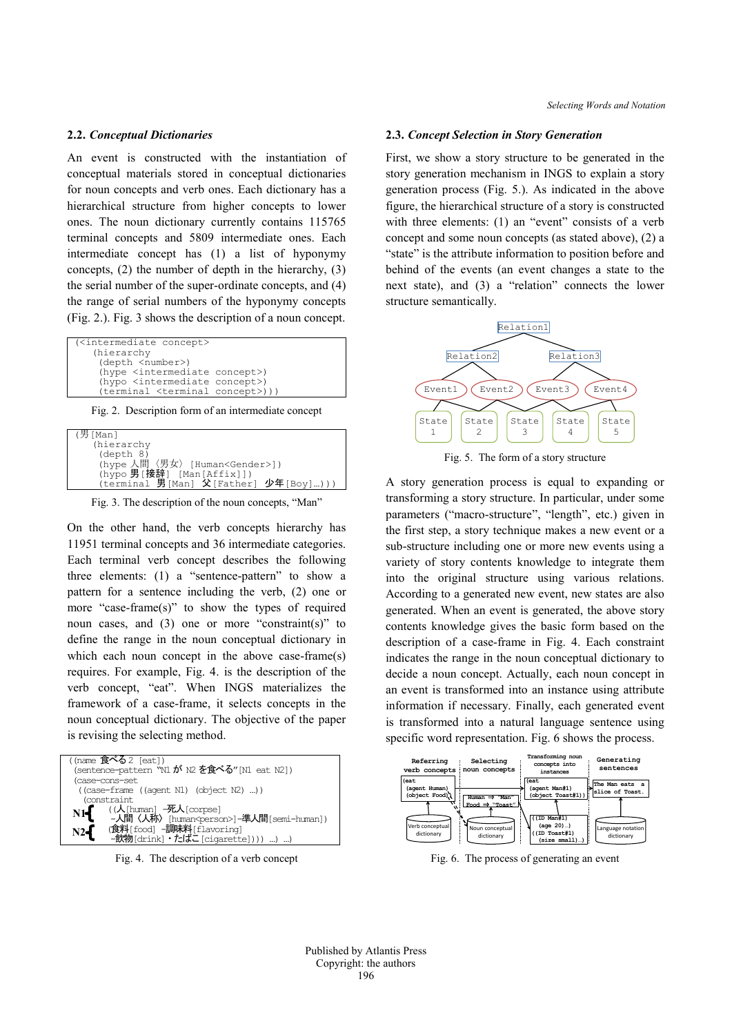### 2.2. *Conceptual Dictionaries*

An event is constructed with the instantiation of conceptual materials stored in conceptual dictionaries for noun concepts and verb ones. Each dictionary has a hierarchical structure from higher concepts to lower ones. The noun dictionary currently contains 115765 terminal concepts and 5809 intermediate ones. Each intermediate concept has (1) a list of hyponymy concepts, (2) the number of depth in the hierarchy, (3) the serial number of the super-ordinate concepts, and (4) the range of serial numbers of the hyponymy concepts (Fig. 2.). Fig. 3 shows the description of a noun concept.

```
(<intermediate concept>
   (hierarchy
    (depth <number>)
    (hype <intermediate concept>)
    (hypo <intermediate concept>)
    (terminal <terminal concept>)))
```

Fig. 2. Description form of an intermediate concept

```
(男[Man]
   (hierarchy
    (depth 8)
    (hype 人間〈男女〉[Human<Gender>])
    (hypo 男[接辞] [Man[Affix]])
    (terminal 男[Man] 父[Father] 少年[Boy]…)))
```

Fig. 3. The description of the noun concepts, "Man"

On the other hand, the verb concepts hierarchy has 11951 terminal concepts and 36 intermediate categories. Each terminal verb concept describes the following three elements: (1) a "sentence-pattern" to show a pattern for a sentence including the verb, (2) one or more "case-frame(s)" to show the types of required noun cases, and (3) one or more "constraint(s)" to define the range in the noun conceptual dictionary in which each noun concept in the above case-frame(s) requires. For example, Fig. 4. is the description of the verb concept, "eat". When INGS materializes the framework of a case-frame, it selects concepts in the noun conceptual dictionary. The objective of the paper is revising the selecting method.

```
((name 食べる2 [eat])
 (sentence-pattern "N1 が N2 を食べる"[N1 eat N2])
 (case-cons-set
  ((case-frame ((agent N1) (object N2) …))
   (constraint
N1{   ((人[human] -死人[corpse]
       -人間〈人称〉[human<person>]-準人間[semi-human])
N2{   (食料[food] -調味料[flavoring]
       -飲物[drink]・たばこ[cigarette]))) …) …)
```

Fig. 4. The description of a verb concept

### 2.3. *Concept Selection in Story Generation*

First, we show a story structure to be generated in the story generation mechanism in INGS to explain a story generation process (Fig. 5.). As indicated in the above figure, the hierarchical structure of a story is constructed with three elements: (1) an "event" consists of a verb concept and some noun concepts (as stated above), (2) a "state" is the attribute information to position before and behind of the events (an event changes a state to the next state), and (3) a "relation" connects the lower structure semantically.

Relation1
Relation2
Relation3
Event1
Event2
Event3
Event4
State 1
State 2
State 3
State 4
State 5

Fig. 5. The form of a story structure

A story generation process is equal to expanding or transforming a story structure. In particular, under some parameters ("macro-structure", "length", etc.) given in the first step, a story technique makes a new event or a sub-structure including one or more new events using a variety of story contents knowledge to integrate them into the original structure using various relations. According to a generated new event, new states are also generated. When an event is generated, the above story contents knowledge gives the basic form based on the description of a case-frame in Fig. 4. Each constraint indicates the range in the noun conceptual dictionary to decide a noun concept. Actually, each noun concept in an event is transformed into an instance using attribute information if necessary. Finally, each generated event is transformed into a natural language sentence using specific word representation. Fig. 6 shows the process.

Referring verb concepts
Selecting noun concepts
Transforming noun concepts into instances
Generating sentences
(eat (agent Human) (object Food))
Human ⇒ "Man"
Food ⇒ "Toast"
(eat (agent Man#1) (object Toast#1))
((ID Man#1) (age 20)…)
((ID Toast#1) (size small)…)
The Man eats a slice of Toast.
Verb conceptual dictionary
Noun conceptual dictionary
Language notation dictionary

Fig. 6. The process of generating an event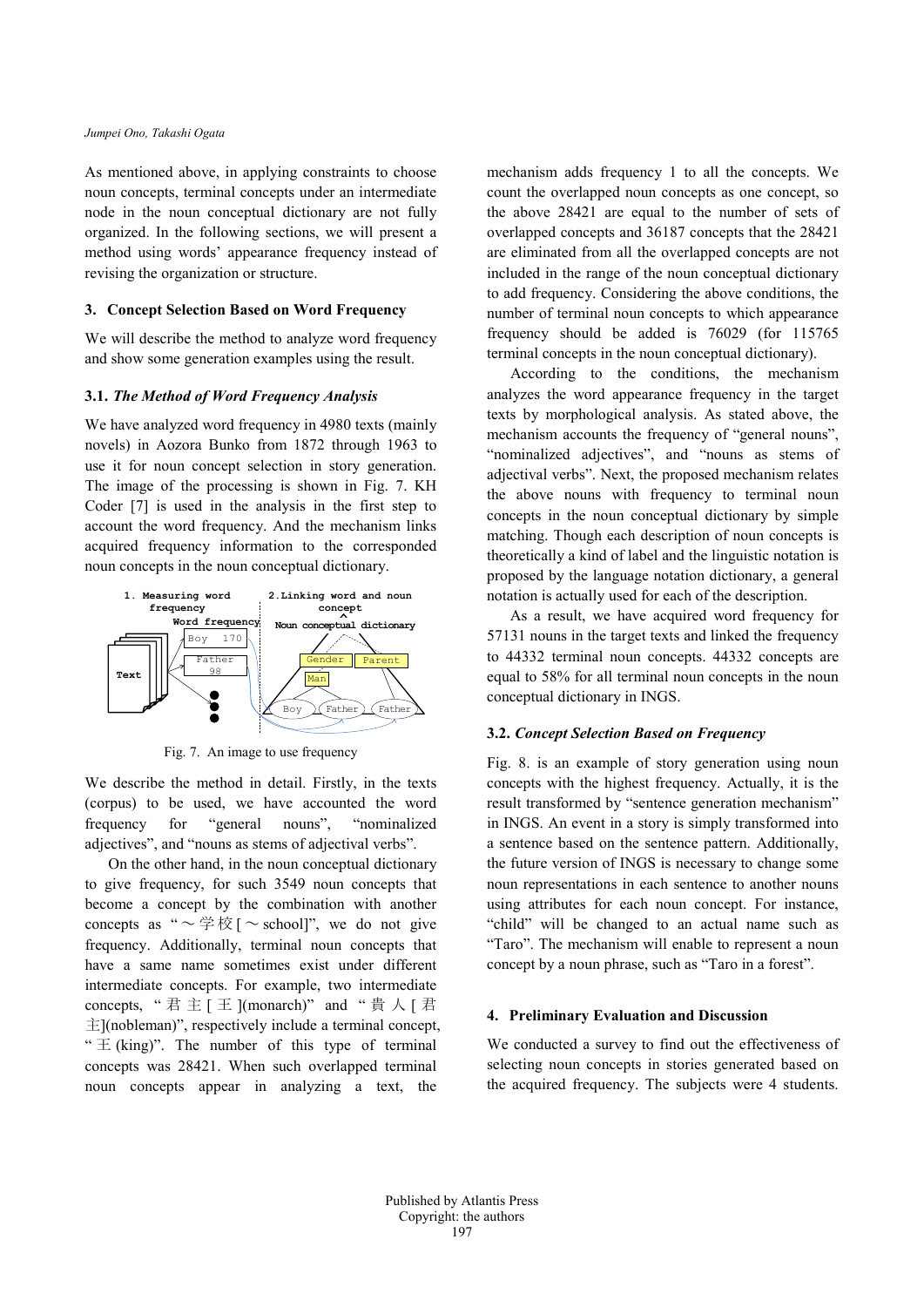As mentioned above, in applying constraints to choose noun concepts, terminal concepts under an intermediate node in the noun conceptual dictionary are not fully organized. In the following sections, we will present a method using words' appearance frequency instead of revising the organization or structure.

## 3. Concept Selection Based on Word Frequency

We will describe the method to analyze word frequency and show some generation examples using the result.

### 3.1. *The Method of Word Frequency Analysis*

We have analyzed word frequency in 4980 texts (mainly novels) in Aozora Bunko from 1872 through 1963 to use it for noun concept selection in story generation. The image of the processing is shown in Fig. 7. KH Coder [7] is used in the analysis in the first step to account the word frequency. And the mechanism links acquired frequency information to the corresponded noun concepts in the noun conceptual dictionary.

1. Measuring word frequency
2. Linking word and noun concept

Word frequency
Noun conceptual dictionary
Text
Boy 170
Father 98
Gender
Parent
Man
Boy
Father
Father

Fig. 7. An image to use frequency

We describe the method in detail. Firstly, in the texts (corpus) to be used, we have accounted the word frequency for "general nouns", "nominalized adjectives", and "nouns as stems of adjectival verbs".

On the other hand, in the noun conceptual dictionary to give frequency, for such 3549 noun concepts that become a concept by the combination with another concepts as "～学校 [～school]", we do not give frequency. Additionally, terminal noun concepts that have a same name sometimes exist under different intermediate concepts. For example, two intermediate concepts, "君主 [王](monarch)" and "貴人 [君主](nobleman)", respectively include a terminal concept, "王 (king)". The number of this type of terminal concepts was 28421. When such overlapped terminal noun concepts appear in analyzing a text, the mechanism adds frequency 1 to all the concepts. We count the overlapped noun concepts as one concept, so the above 28421 are equal to the number of sets of overlapped concepts and 36187 concepts that the 28421 are eliminated from all the overlapped concepts are not included in the range of the noun conceptual dictionary to add frequency. Considering the above conditions, the number of terminal noun concepts to which appearance frequency should be added is 76029 (for 115765 terminal concepts in the noun conceptual dictionary).

According to the conditions, the mechanism analyzes the word appearance frequency in the target texts by morphological analysis. As stated above, the mechanism accounts the frequency of "general nouns", "nominalized adjectives", and "nouns as stems of adjectival verbs". Next, the proposed mechanism relates the above nouns with frequency to terminal noun concepts in the noun conceptual dictionary by simple matching. Though each description of noun concepts is theoretically a kind of label and the linguistic notation is proposed by the language notation dictionary, a general notation is actually used for each of the description.

As a result, we have acquired word frequency for 57131 nouns in the target texts and linked the frequency to 44332 terminal noun concepts. 44332 concepts are equal to 58% for all terminal noun concepts in the noun conceptual dictionary in INGS.

### 3.2. *Concept Selection Based on Frequency*

Fig. 8. is an example of story generation using noun concepts with the highest frequency. Actually, it is the result transformed by "sentence generation mechanism" in INGS. An event in a story is simply transformed into a sentence based on the sentence pattern. Additionally, the future version of INGS is necessary to change some noun representations in each sentence to another nouns using attributes for each noun concept. For instance, "child" will be changed to an actual name such as "Taro". The mechanism will enable to represent a noun concept by a noun phrase, such as "Taro in a forest".

## 4. Preliminary Evaluation and Discussion

We conducted a survey to find out the effectiveness of selecting noun concepts in stories generated based on the acquired frequency. The subjects were 4 students.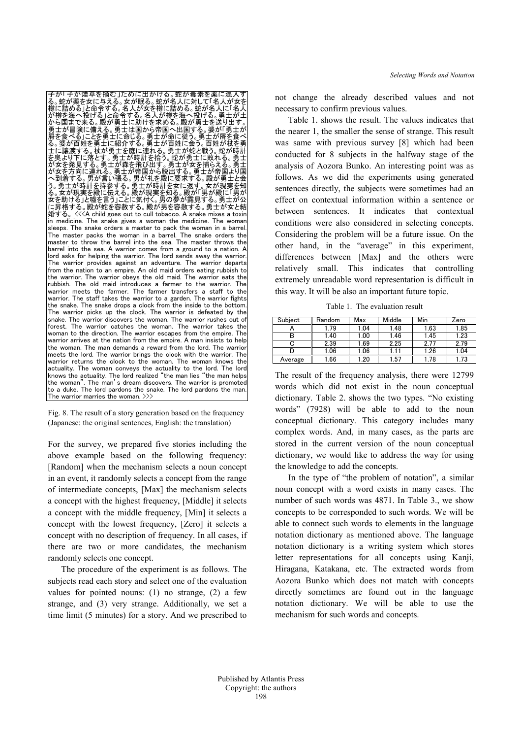子が「子が煙草を摘む」ために出かける。蛇が毒素を薬に混入する。蛇が薬を女に与える。女が眠る。蛇が名人に対して「名人が女を樽に詰める」と命令する。名人が女を樽に詰める。蛇が名人に「名人が樽を海へ投げる」と命令する。名人が樽を海へ投げる。勇士が土から国まで来る。殿が勇士に助けを求める。殿が勇士を送り出す。勇士が冒険に備える。勇士は国から帝国へ出国する。婆が「勇士が屑を食べる」ことを勇士に命じる。勇士が命に従う。勇士が屑を食べる。婆が百姓を勇士に紹介する。勇士が百姓に会う。百姓が杖を勇士に譲渡する。杖が勇士を庭に連れる。勇士が蛇と戦う。蛇が時計を奥より下に落とす。勇士が時計を拾う。蛇が勇士に敗れる。勇士が女を発見する。勇士が森を飛び出す。勇士が女を捕らえる。勇士が女を方向に連れる。勇士が帝国から脱出する。勇士が帝国より国へ到着する。男が言い張る。男が礼を殿に要求する。殿が勇士と会う。勇士が時計を持参する。勇士が時計を女に返す。女が現実を知る。女が現実を殿に伝える。殿が現実を知る。殿が「男が殿に「男が女を助ける」と嘘を言う」ことに気付く。男の夢が露見する。勇士が公に昇格する。殿が蛇を容赦する。殿が男を容赦する。勇士が女と結婚する。<<<A child goes out to cull tobacco. A snake mixes a toxin in medicine. The snake gives a woman the medicine. The woman sleeps. The snake orders a master to pack the woman in a barrel. The master packs the woman in a barrel. The snake orders the master to throw the barrel into the sea. The master throws the barrel into the sea. A warrior comes from a ground to a nation. A lord asks for helping the warrior. The lord sends away the warrior. The warrior provides against an adventure. The warrior departs from the nation to an empire. An old maid orders eating rubbish to the warrior. The warrior obeys the old maid. The warrior eats the rubbish. The old maid introduces a farmer to the warrior. The warrior meets the farmer. The farmer transfers a staff to the warrior. The staff takes the warrior to a garden. The warrior fights the snake. The snake drops a clock from the inside to the bottom. The warrior picks up the clock. The warrior is defeated by the snake. The warrior discovers the woman. The warrior rushes out of forest. The warrior catches the woman. The warrior takes the woman to the direction. The warrior escapes from the empire. The warrior arrives at the nation from the empire. A man insists to help the woman. The man demands a reward from the lord. The warrior meets the lord. The warrior brings the clock with the warrior. The warrior returns the clock to the woman. The woman knows the actuality. The woman conveys the actuality to the lord. The lord knows the actuality. The lord realized "the man lies "the man helps the woman". The man's dream discovers. The warrior is promoted to a duke. The lord pardons the snake. The lord pardons the man. The warrior marries the woman. >>>

Fig. 8. The result of a story generation based on the frequency (Japanese: the original sentences, English: the translation)

For the survey, we prepared five stories including the above example based on the following frequency: [Random] when the mechanism selects a noun concept in an event, it randomly selects a concept from the range of intermediate concepts, [Max] the mechanism selects a concept with the highest frequency, [Middle] it selects a concept with the middle frequency, [Min] it selects a concept with the lowest frequency, [Zero] it selects a concept with no description of frequency. In all cases, if there are two or more candidates, the mechanism randomly selects one concept.

The procedure of the experiment is as follows. The subjects read each story and select one of the evaluation values for pointed nouns: (1) no strange, (2) a few strange, and (3) very strange. Additionally, we set a time limit (5 minutes) for a story. And we prescribed to not change the already described values and not necessary to confirm previous values.

Table 1. shows the result. The values indicates that the nearer 1, the smaller the sense of strange. This result was same with previous survey [8] which had been conducted for 8 subjects in the halfway stage of the analysis of Aozora Bunko. An interesting point was as follows. As we did the experiments using generated sentences directly, the subjects were sometimes had an effect on contextual information within a sentence or between sentences. It indicates that contextual conditions were also considered in selecting concepts. Considering the problem will be a future issue. On the other hand, in the "average" in this experiment, differences between [Max] and the others were relatively small. This indicates that controlling extremely unreadable word representation is difficult in this way. It will be also an important future topic.

Table 1. The evaluation result

| Subject | Random | Max | Middle | Min | Zero |
|---|---|---|---|---|---|
| A | 1.79 | 1.04 | 1.48 | 1.63 | 1.85 |
| B | 1.40 | 1.00 | 1.46 | 1.45 | 1.23 |
| C | 2.39 | 1.69 | 2.25 | 2.77 | 2.79 |
| D | 1.06 | 1.06 | 1.11 | 1.26 | 1.04 |
| Average | 1.66 | 1.20 | 1.57 | 1.78 | 1.73 |

The result of the frequency analysis, there were 12799 words which did not exist in the noun conceptual dictionary. Table 2. shows the two types. "No existing words" (7928) will be able to add to the noun conceptual dictionary. This category includes many complex words. And, in many cases, as the parts are stored in the current version of the noun conceptual dictionary, we would like to address the way for using the knowledge to add the concepts.

In the type of "the problem of notation", a similar noun concept with a word exists in many cases. The number of such words was 4871. In Table 3., we show concepts to be corresponded to such words. We will be able to connect such words to elements in the language notation dictionary as mentioned above. The language notation dictionary is a writing system which stores letter representations for all concepts using Kanji, Hiragana, Katakana, etc. The extracted words from Aozora Bunko which does not match with concepts directly sometimes are found out in the language notation dictionary. We will be able to use the mechanism for such words and concepts.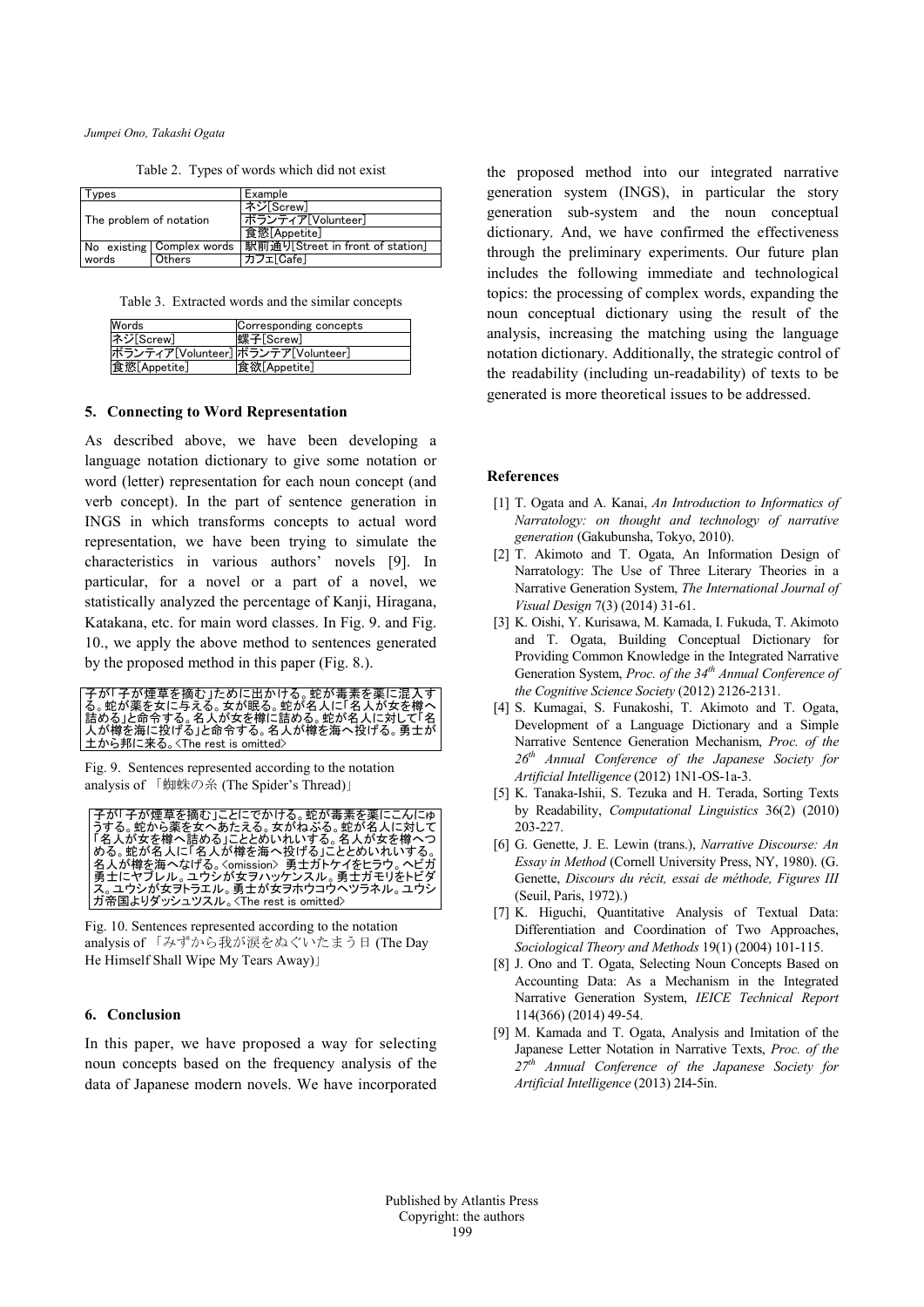Table 2. Types of words which did not exist

| Types | | Example |
|---|---|---|
| The problem of notation | | ネジ[Screw] |
| | | ボランティア[Volunteer] |
| | | 食慾[Appetite] |
| No existing words | Complex words | 駅前通り[Street in front of station] |
| | Others | カフェ[Cafe] |

Table 3. Extracted words and the similar concepts

| Words | Corresponding concepts |
|---|---|
| ネジ[Screw] | 螺子[Screw] |
| ボランティア[Volunteer] | ボランテア[Volunteer] |
| 食慾[Appetite] | 食欲[Appetite] |

## 5. Connecting to Word Representation

As described above, we have been developing a language notation dictionary to give some notation or word (letter) representation for each noun concept (and verb concept). In the part of sentence generation in INGS in which transforms concepts to actual word representation, we have been trying to simulate the characteristics in various authors' novels [9]. In particular, for a novel or a part of a novel, we statistically analyzed the percentage of Kanji, Hiragana, Katakana, etc. for main word classes. In Fig. 9. and Fig. 10., we apply the above method to sentences generated by the proposed method in this paper (Fig. 8.).

子が「子が煙草を摘む」ために出かける。蛇が毒素を薬に混入する。蛇が薬を女に与える。女が眠る。蛇が名人に「名人が女を樽へ詰める」と命令する。名人が女を樽に詰める。蛇が名人に対して「名人が樽を海に投げる」と命令する。名人が樽を海へ投げる。勇士が土から邦に来る。<The rest is omitted>

Fig. 9. Sentences represented according to the notation analysis of 「蜘蛛の糸 (The Spider's Thread)」

子が「子が煙草を摘む」ことにでかける。蛇が毒素を薬にこんにゅうする。蛇から薬を女へあたえる。女がねぶる。蛇が名人に対して「名人が女を樽へ詰める」こととめいれいする。名人が女を樽へつめる。蛇が名人に「名人が樽を海へ投げる」こととめいれいする。名人が樽を海へなげる。<omission> 勇士ガトケイをヒラウ。ヘビガ勇士にヤブレル。ユウシが女ヲハッケンスル。勇士ガモリをトビダス。ユウシが女ヲトラエル。勇士が女ヲホウコウヘツラネル。ユウシガ帝国よりダッシュツスル。<The rest is omitted>

Fig. 10. Sentences represented according to the notation analysis of 「みずから我が涙をぬぐいたまう日 (The Day He Himself Shall Wipe My Tears Away)」

## 6. Conclusion

In this paper, we have proposed a way for selecting noun concepts based on the frequency analysis of the data of Japanese modern novels. We have incorporated the proposed method into our integrated narrative generation system (INGS), in particular the story generation sub-system and the noun conceptual dictionary. And, we have confirmed the effectiveness through the preliminary experiments. Our future plan includes the following immediate and technological topics: the processing of complex words, expanding the noun conceptual dictionary using the result of the analysis, increasing the matching using the language notation dictionary. Additionally, the strategic control of the readability (including un-readability) of texts to be generated is more theoretical issues to be addressed.

## References

[1] T. Ogata and A. Kanai, *An Introduction to Informatics of Narratology: on thought and technology of narrative generation* (Gakubunsha, Tokyo, 2010).

[2] T. Akimoto and T. Ogata, An Information Design of Narratology: The Use of Three Literary Theories in a Narrative Generation System, *The International Journal of Visual Design* 7(3) (2014) 31-61.

[3] K. Oishi, Y. Kurisawa, M. Kamada, I. Fukuda, T. Akimoto and T. Ogata, Building Conceptual Dictionary for Providing Common Knowledge in the Integrated Narrative Generation System, *Proc. of the 34th Annual Conference of the Cognitive Science Society* (2012) 2126-2131.

[4] S. Kumagai, S. Funakoshi, T. Akimoto and T. Ogata, Development of a Language Dictionary and a Simple Narrative Sentence Generation Mechanism, *Proc. of the 26th Annual Conference of the Japanese Society for Artificial Intelligence* (2012) 1N1-OS-1a-3.

[5] K. Tanaka-Ishii, S. Tezuka and H. Terada, Sorting Texts by Readability, *Computational Linguistics* 36(2) (2010) 203-227.

[6] G. Genette, J. E. Lewin (trans.), *Narrative Discourse: An Essay in Method* (Cornell University Press, NY, 1980). (G. Genette, *Discours du récit, essai de méthode, Figures III* (Seuil, Paris, 1972).)

[7] K. Higuchi, Quantitative Analysis of Textual Data: Differentiation and Coordination of Two Approaches, *Sociological Theory and Methods* 19(1) (2004) 101-115.

[8] J. Ono and T. Ogata, Selecting Noun Concepts Based on Accounting Data: As a Mechanism in the Integrated Narrative Generation System, *IEICE Technical Report* 114(366) (2014) 49-54.

[9] M. Kamada and T. Ogata, Analysis and Imitation of the Japanese Letter Notation in Narrative Texts, *Proc. of the 27th Annual Conference of the Japanese Society for Artificial Intelligence* (2013) 2I4-5in.